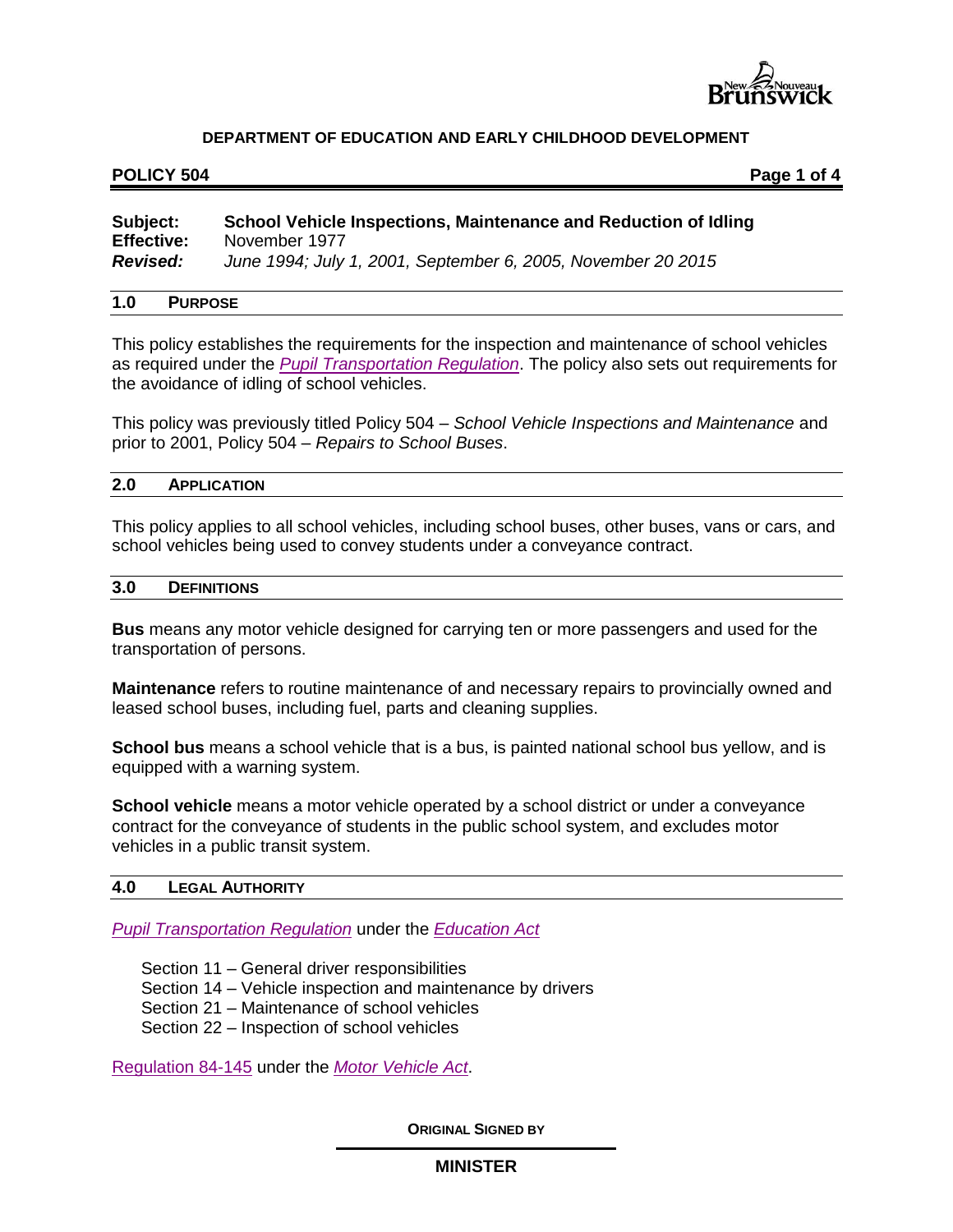**DEPARTMENT OF EDUCATION AND EARLY CHILDHOOD DEVELOPMENT**

**POLICY 504**

| | |
|---|---|
| **Subject:** | **School Vehicle Inspections, Maintenance and Reduction of Idling** |
| **Effective:** | November 1977 |
| ***Revised:*** | *June 1994; July 1, 2001, September 6, 2005, November 20 2015* |

## 1.0 PURPOSE

This policy establishes the requirements for the inspection and maintenance of school vehicles as required under the *Pupil Transportation Regulation*. The policy also sets out requirements for the avoidance of idling of school vehicles.

This policy was previously titled Policy 504 – *School Vehicle Inspections and Maintenance* and prior to 2001, Policy 504 – *Repairs to School Buses*.

## 2.0 APPLICATION

This policy applies to all school vehicles, including school buses, other buses, vans or cars, and school vehicles being used to convey students under a conveyance contract.

## 3.0 DEFINITIONS

**Bus** means any motor vehicle designed for carrying ten or more passengers and used for the transportation of persons.

**Maintenance** refers to routine maintenance of and necessary repairs to provincially owned and leased school buses, including fuel, parts and cleaning supplies.

**School bus** means a school vehicle that is a bus, is painted national school bus yellow, and is equipped with a warning system.

**School vehicle** means a motor vehicle operated by a school district or under a conveyance contract for the conveyance of students in the public school system, and excludes motor vehicles in a public transit system.

## 4.0 LEGAL AUTHORITY

*Pupil Transportation Regulation* under the *Education Act*

- Section 11 – General driver responsibilities
- Section 14 – Vehicle inspection and maintenance by drivers
- Section 21 – Maintenance of school vehicles
- Section 22 – Inspection of school vehicles

Regulation 84-145 under the *Motor Vehicle Act*.

**ORIGINAL SIGNED BY**

**MINISTER**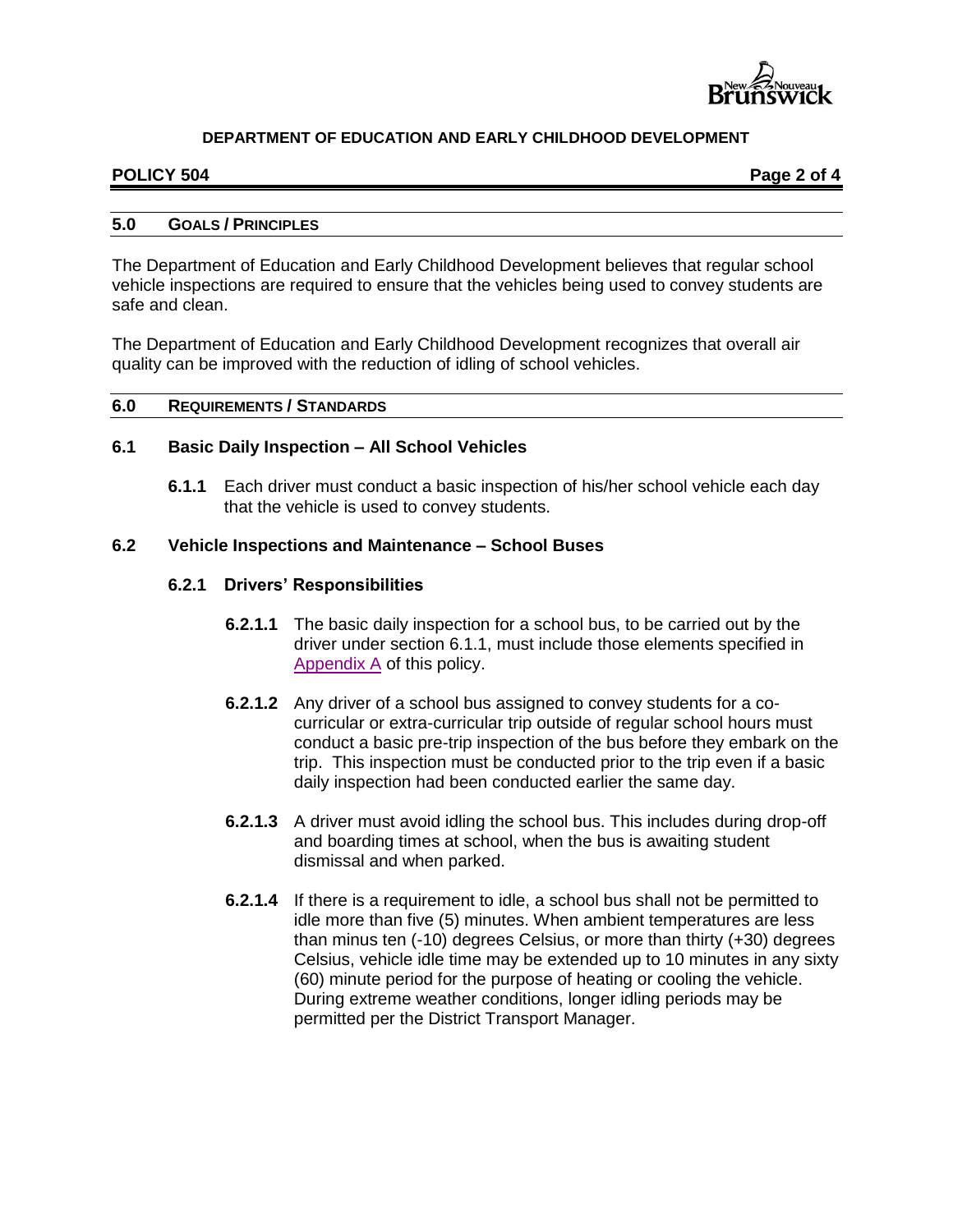## 5.0 GOALS / PRINCIPLES

The Department of Education and Early Childhood Development believes that regular school vehicle inspections are required to ensure that the vehicles being used to convey students are safe and clean.

The Department of Education and Early Childhood Development recognizes that overall air quality can be improved with the reduction of idling of school vehicles.

## 6.0 REQUIREMENTS / STANDARDS

### 6.1 Basic Daily Inspection – All School Vehicles

**6.1.1** Each driver must conduct a basic inspection of his/her school vehicle each day that the vehicle is used to convey students.

### 6.2 Vehicle Inspections and Maintenance – School Buses

#### 6.2.1 Drivers' Responsibilities

**6.2.1.1** The basic daily inspection for a school bus, to be carried out by the driver under section 6.1.1, must include those elements specified in Appendix A of this policy.

**6.2.1.2** Any driver of a school bus assigned to convey students for a co-curricular or extra-curricular trip outside of regular school hours must conduct a basic pre-trip inspection of the bus before they embark on the trip. This inspection must be conducted prior to the trip even if a basic daily inspection had been conducted earlier the same day.

**6.2.1.3** A driver must avoid idling the school bus. This includes during drop-off and boarding times at school, when the bus is awaiting student dismissal and when parked.

**6.2.1.4** If there is a requirement to idle, a school bus shall not be permitted to idle more than five (5) minutes. When ambient temperatures are less than minus ten (-10) degrees Celsius, or more than thirty (+30) degrees Celsius, vehicle idle time may be extended up to 10 minutes in any sixty (60) minute period for the purpose of heating or cooling the vehicle. During extreme weather conditions, longer idling periods may be permitted per the District Transport Manager.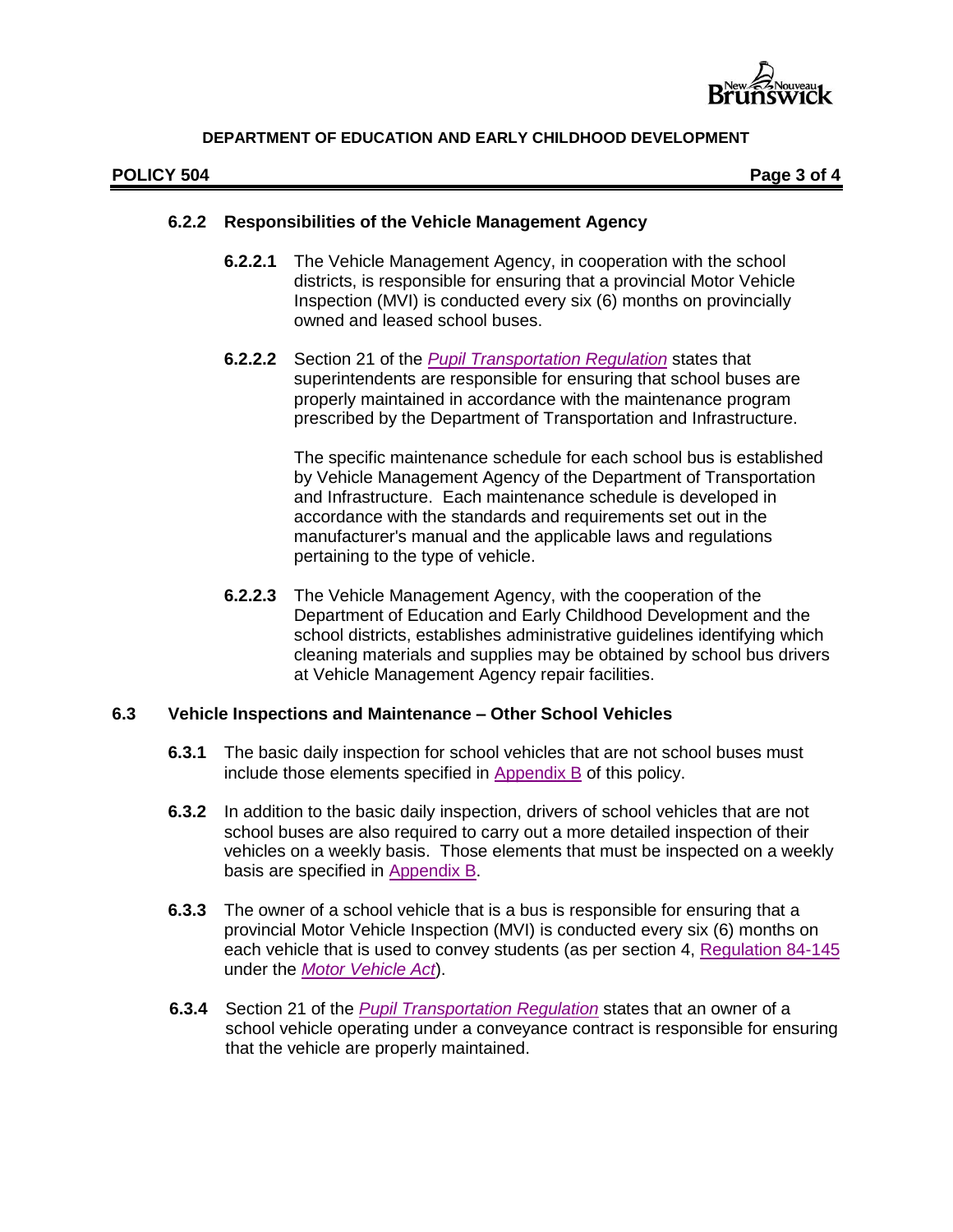#### 6.2.2 Responsibilities of the Vehicle Management Agency

**6.2.2.1** The Vehicle Management Agency, in cooperation with the school districts, is responsible for ensuring that a provincial Motor Vehicle Inspection (MVI) is conducted every six (6) months on provincially owned and leased school buses.

**6.2.2.2** Section 21 of the *Pupil Transportation Regulation* states that superintendents are responsible for ensuring that school buses are properly maintained in accordance with the maintenance program prescribed by the Department of Transportation and Infrastructure.

The specific maintenance schedule for each school bus is established by Vehicle Management Agency of the Department of Transportation and Infrastructure. Each maintenance schedule is developed in accordance with the standards and requirements set out in the manufacturer's manual and the applicable laws and regulations pertaining to the type of vehicle.

**6.2.2.3** The Vehicle Management Agency, with the cooperation of the Department of Education and Early Childhood Development and the school districts, establishes administrative guidelines identifying which cleaning materials and supplies may be obtained by school bus drivers at Vehicle Management Agency repair facilities.

### 6.3 Vehicle Inspections and Maintenance – Other School Vehicles

**6.3.1** The basic daily inspection for school vehicles that are not school buses must include those elements specified in Appendix B of this policy.

**6.3.2** In addition to the basic daily inspection, drivers of school vehicles that are not school buses are also required to carry out a more detailed inspection of their vehicles on a weekly basis. Those elements that must be inspected on a weekly basis are specified in Appendix B.

**6.3.3** The owner of a school vehicle that is a bus is responsible for ensuring that a provincial Motor Vehicle Inspection (MVI) is conducted every six (6) months on each vehicle that is used to convey students (as per section 4, Regulation 84-145 under the *Motor Vehicle Act*).

**6.3.4** Section 21 of the *Pupil Transportation Regulation* states that an owner of a school vehicle operating under a conveyance contract is responsible for ensuring that the vehicle are properly maintained.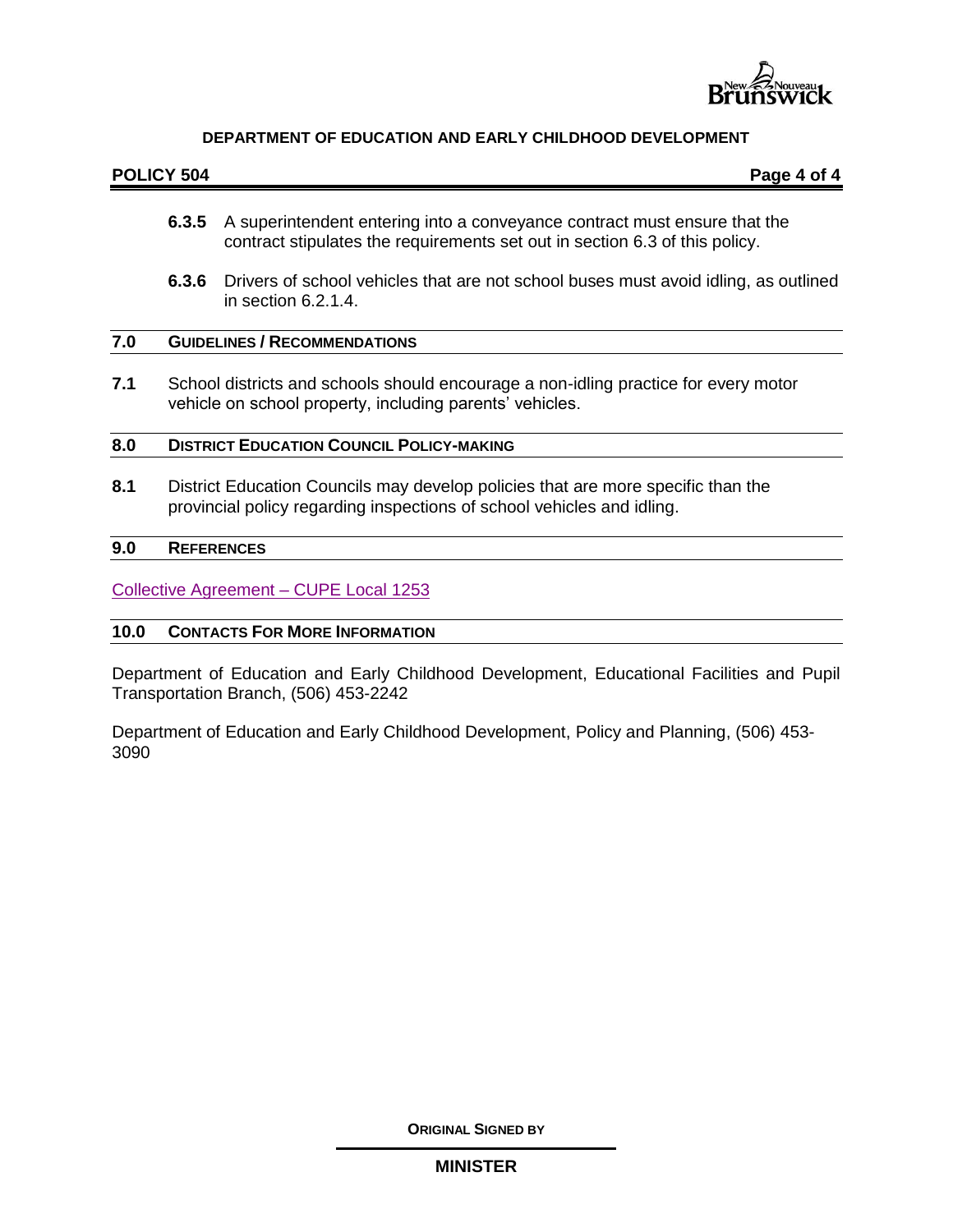**6.3.5** A superintendent entering into a conveyance contract must ensure that the contract stipulates the requirements set out in section 6.3 of this policy.

**6.3.6** Drivers of school vehicles that are not school buses must avoid idling, as outlined in section 6.2.1.4.

## 7.0 GUIDELINES / RECOMMENDATIONS

**7.1** School districts and schools should encourage a non-idling practice for every motor vehicle on school property, including parents' vehicles.

## 8.0 DISTRICT EDUCATION COUNCIL POLICY-MAKING

**8.1** District Education Councils may develop policies that are more specific than the provincial policy regarding inspections of school vehicles and idling.

## 9.0 REFERENCES

Collective Agreement – CUPE Local 1253

## 10.0 CONTACTS FOR MORE INFORMATION

Department of Education and Early Childhood Development, Educational Facilities and Pupil Transportation Branch, (506) 453-2242

Department of Education and Early Childhood Development, Policy and Planning, (506) 453-3090

**ORIGINAL SIGNED BY**

**MINISTER**